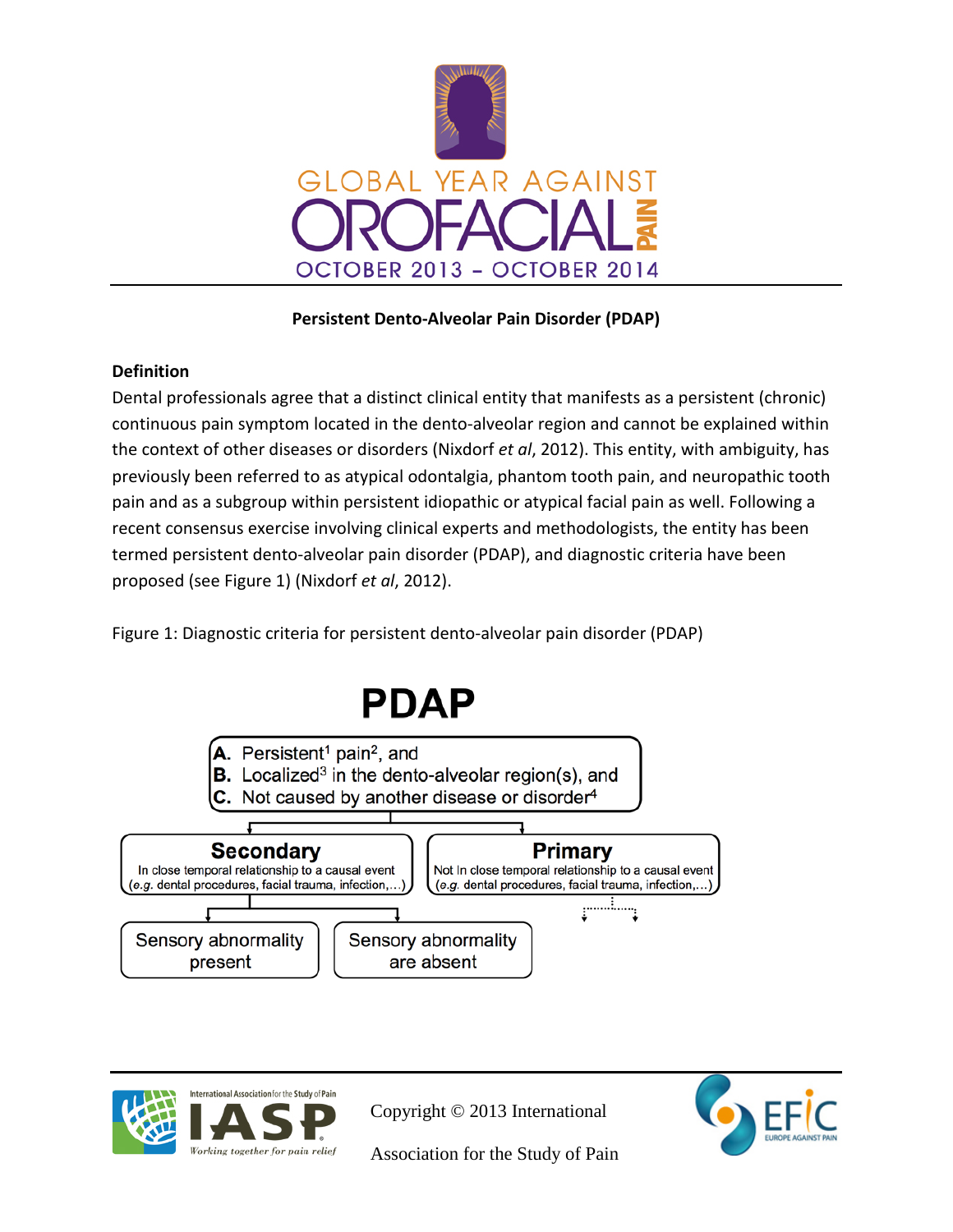GLOBAL YEAR AGAINST OROFACIAL PAIN

OCTOBER 2013 – OCTOBER 2014

# Persistent Dento-Alveolar Pain Disorder (PDAP)

## Definition

Dental professionals agree that a distinct clinical entity that manifests as a persistent (chronic) continuous pain symptom located in the dento-alveolar region and cannot be explained within the context of other diseases or disorders (Nixdorf *et al*, 2012). This entity, with ambiguity, has previously been referred to as atypical odontalgia, phantom tooth pain, and neuropathic tooth pain and as a subgroup within persistent idiopathic or atypical facial pain as well. Following a recent consensus exercise involving clinical experts and methodologists, the entity has been termed persistent dento-alveolar pain disorder (PDAP), and diagnostic criteria have been proposed (see Figure 1) (Nixdorf *et al*, 2012).

Figure 1: Diagnostic criteria for persistent dento-alveolar pain disorder (PDAP)

**PDAP**

**A.** Persistent[1] pain[2], and
**B.** Localized[3] in the dento-alveolar region(s), and
**C.** Not caused by another disease or disorder[4]

- **Secondary**: In close temporal relationship to a causal event (*e.g.* dental procedures, facial trauma, infection,…)
  - Sensory abnormality present
  - Sensory abnormality are absent
- **Primary**: Not in close temporal relationship to a causal event (*e.g.* dental procedures, facial trauma, infection,…)

Copyright © 2013 International Association for the Study of Pain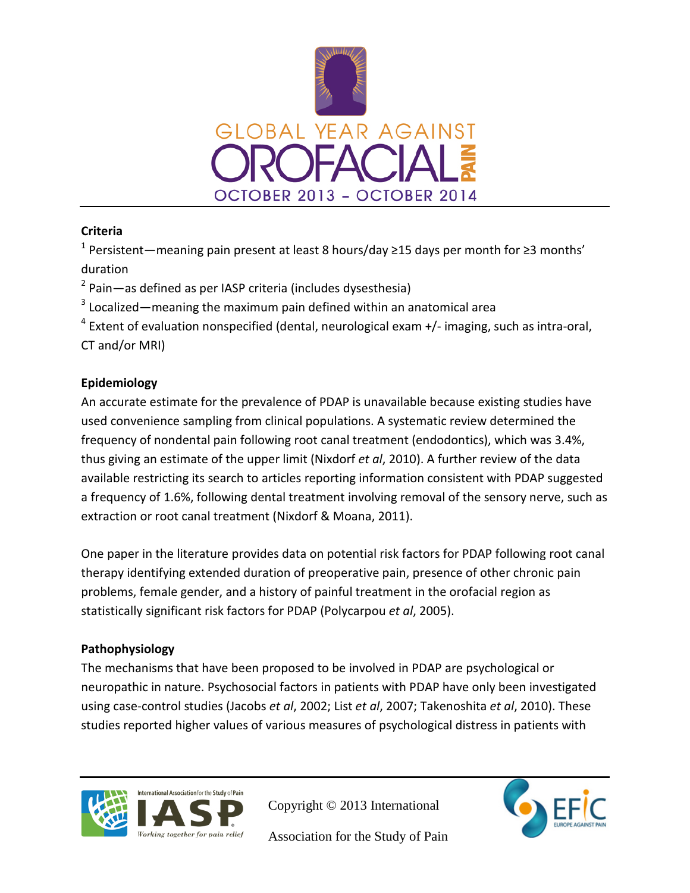**Criteria**

[1] Persistent—meaning pain present at least 8 hours/day ≥15 days per month for ≥3 months' duration

[2] Pain—as defined as per IASP criteria (includes dysesthesia)

[3] Localized—meaning the maximum pain defined within an anatomical area

[4] Extent of evaluation nonspecified (dental, neurological exam +/- imaging, such as intra-oral, CT and/or MRI)

**Epidemiology**

An accurate estimate for the prevalence of PDAP is unavailable because existing studies have used convenience sampling from clinical populations. A systematic review determined the frequency of nondental pain following root canal treatment (endodontics), which was 3.4%, thus giving an estimate of the upper limit (Nixdorf *et al*, 2010). A further review of the data available restricting its search to articles reporting information consistent with PDAP suggested a frequency of 1.6%, following dental treatment involving removal of the sensory nerve, such as extraction or root canal treatment (Nixdorf & Moana, 2011).

One paper in the literature provides data on potential risk factors for PDAP following root canal therapy identifying extended duration of preoperative pain, presence of other chronic pain problems, female gender, and a history of painful treatment in the orofacial region as statistically significant risk factors for PDAP (Polycarpou *et al*, 2005).

**Pathophysiology**

The mechanisms that have been proposed to be involved in PDAP are psychological or neuropathic in nature. Psychosocial factors in patients with PDAP have only been investigated using case-control studies (Jacobs *et al*, 2002; List *et al*, 2007; Takenoshita *et al*, 2010). These studies reported higher values of various measures of psychological distress in patients with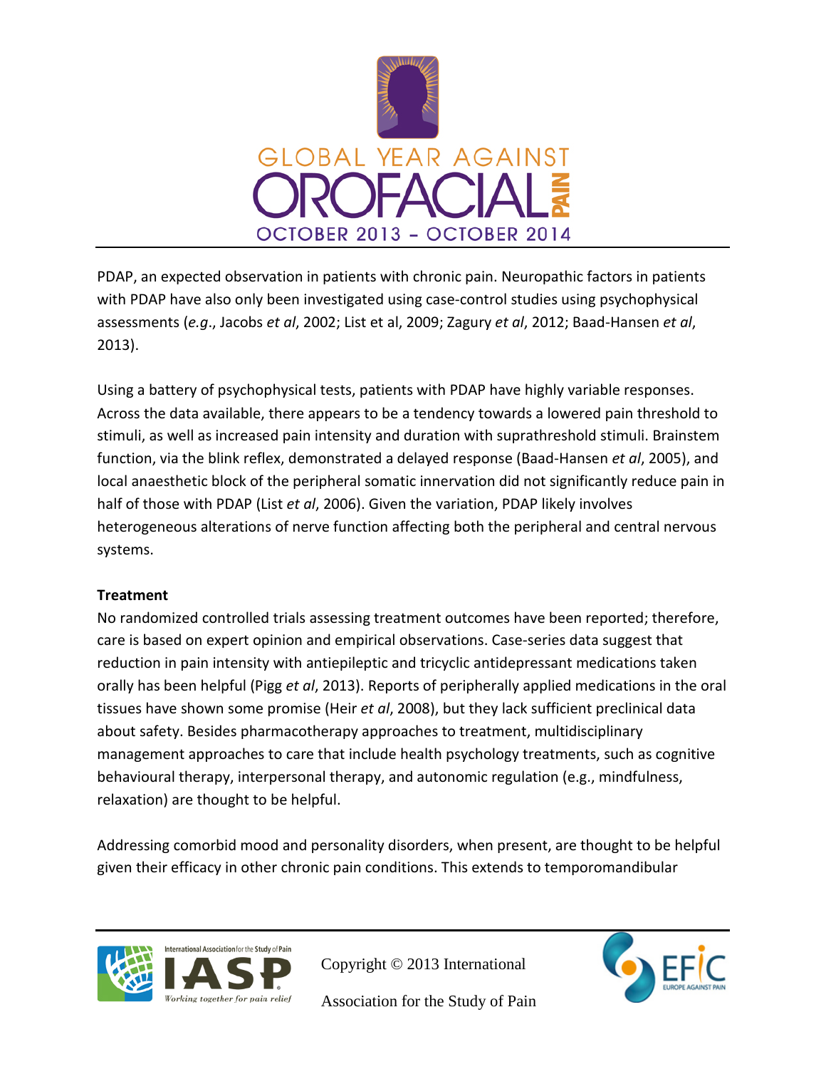PDAP, an expected observation in patients with chronic pain. Neuropathic factors in patients with PDAP have also only been investigated using case-control studies using psychophysical assessments (*e.g*., Jacobs *et al*, 2002; List et al, 2009; Zagury *et al*, 2012; Baad-Hansen *et al*, 2013).

Using a battery of psychophysical tests, patients with PDAP have highly variable responses. Across the data available, there appears to be a tendency towards a lowered pain threshold to stimuli, as well as increased pain intensity and duration with suprathreshold stimuli. Brainstem function, via the blink reflex, demonstrated a delayed response (Baad-Hansen *et al*, 2005), and local anaesthetic block of the peripheral somatic innervation did not significantly reduce pain in half of those with PDAP (List *et al*, 2006). Given the variation, PDAP likely involves heterogeneous alterations of nerve function affecting both the peripheral and central nervous systems.

**Treatment**

No randomized controlled trials assessing treatment outcomes have been reported; therefore, care is based on expert opinion and empirical observations. Case-series data suggest that reduction in pain intensity with antiepileptic and tricyclic antidepressant medications taken orally has been helpful (Pigg *et al*, 2013). Reports of peripherally applied medications in the oral tissues have shown some promise (Heir *et al*, 2008), but they lack sufficient preclinical data about safety. Besides pharmacotherapy approaches to treatment, multidisciplinary management approaches to care that include health psychology treatments, such as cognitive behavioural therapy, interpersonal therapy, and autonomic regulation (e.g., mindfulness, relaxation) are thought to be helpful.

Addressing comorbid mood and personality disorders, when present, are thought to be helpful given their efficacy in other chronic pain conditions. This extends to temporomandibular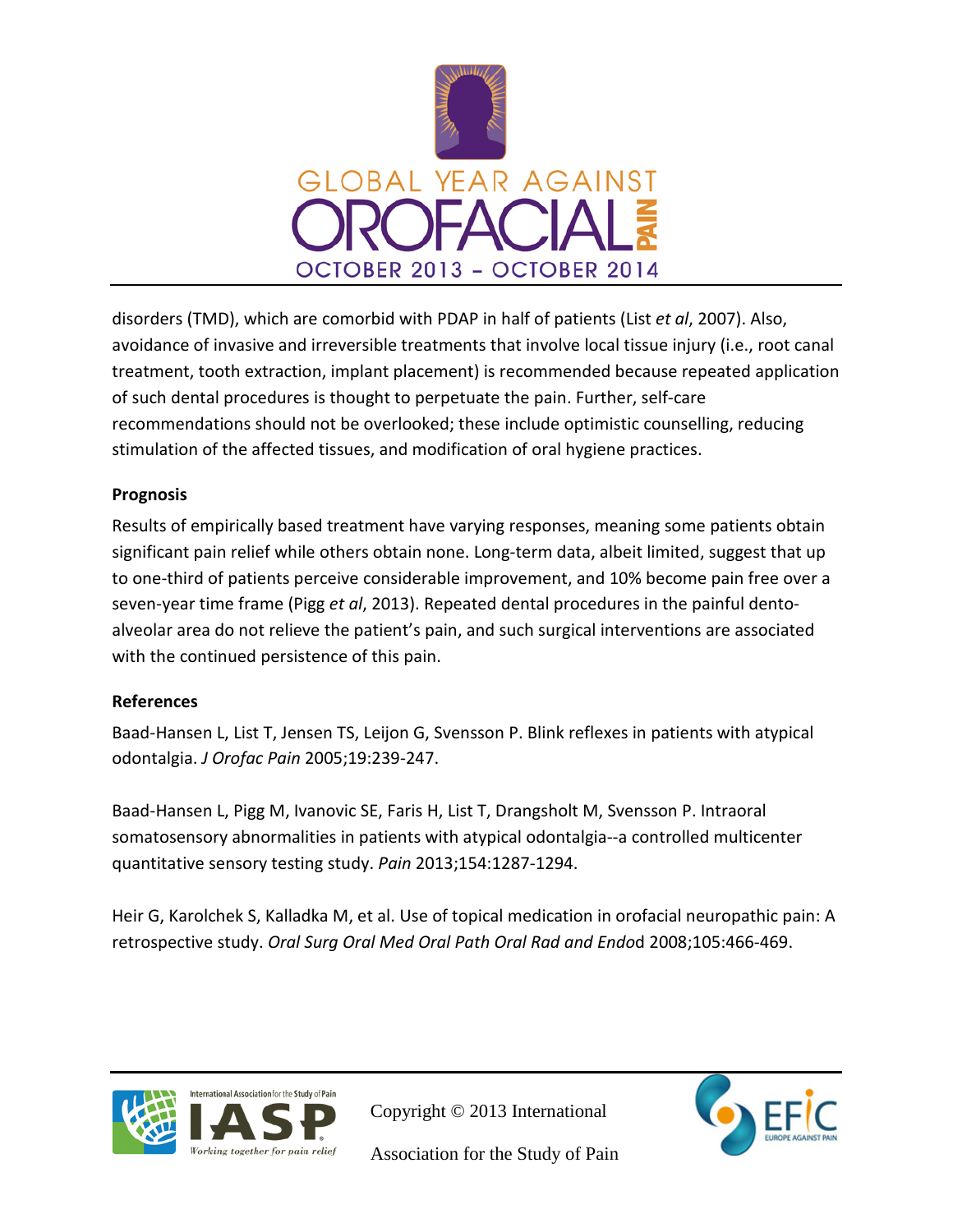disorders (TMD), which are comorbid with PDAP in half of patients (List *et al*, 2007). Also, avoidance of invasive and irreversible treatments that involve local tissue injury (i.e., root canal treatment, tooth extraction, implant placement) is recommended because repeated application of such dental procedures is thought to perpetuate the pain. Further, self-care recommendations should not be overlooked; these include optimistic counselling, reducing stimulation of the affected tissues, and modification of oral hygiene practices.

**Prognosis**

Results of empirically based treatment have varying responses, meaning some patients obtain significant pain relief while others obtain none. Long-term data, albeit limited, suggest that up to one-third of patients perceive considerable improvement, and 10% become pain free over a seven-year time frame (Pigg *et al*, 2013). Repeated dental procedures in the painful dento-alveolar area do not relieve the patient's pain, and such surgical interventions are associated with the continued persistence of this pain.

**References**

Baad-Hansen L, List T, Jensen TS, Leijon G, Svensson P. Blink reflexes in patients with atypical odontalgia. *J Orofac Pain* 2005;19:239-247.

Baad-Hansen L, Pigg M, Ivanovic SE, Faris H, List T, Drangsholt M, Svensson P. Intraoral somatosensory abnormalities in patients with atypical odontalgia--a controlled multicenter quantitative sensory testing study. *Pain* 2013;154:1287-1294.

Heir G, Karolchek S, Kalladka M, et al. Use of topical medication in orofacial neuropathic pain: A retrospective study. *Oral Surg Oral Med Oral Path Oral Rad and Endo*d 2008;105:466-469.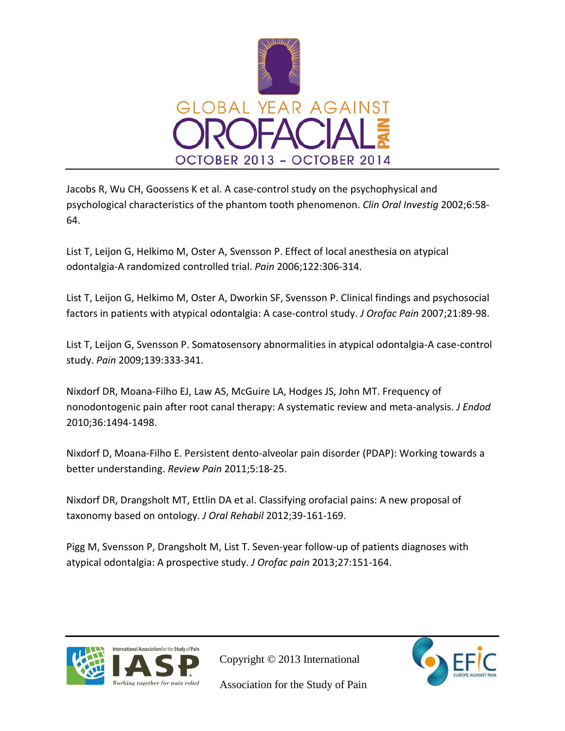Jacobs R, Wu CH, Goossens K et al. A case-control study on the psychophysical and psychological characteristics of the phantom tooth phenomenon. *Clin Oral Investig* 2002;6:58-64.

List T, Leijon G, Helkimo M, Oster A, Svensson P. Effect of local anesthesia on atypical odontalgia-A randomized controlled trial. *Pain* 2006;122:306-314.

List T, Leijon G, Helkimo M, Oster A, Dworkin SF, Svensson P. Clinical findings and psychosocial factors in patients with atypical odontalgia: A case-control study. *J Orofac Pain* 2007;21:89-98.

List T, Leijon G, Svensson P. Somatosensory abnormalities in atypical odontalgia-A case-control study. *Pain* 2009;139:333-341.

Nixdorf DR, Moana-Filho EJ, Law AS, McGuire LA, Hodges JS, John MT. Frequency of nonodontogenic pain after root canal therapy: A systematic review and meta-analysis. *J Endod* 2010;36:1494-1498.

Nixdorf D, Moana-Filho E. Persistent dento-alveolar pain disorder (PDAP): Working towards a better understanding. *Review Pain* 2011;5:18-25.

Nixdorf DR, Drangsholt MT, Ettlin DA et al. Classifying orofacial pains: A new proposal of taxonomy based on ontology. *J Oral Rehabil* 2012;39-161-169.

Pigg M, Svensson P, Drangsholt M, List T. Seven-year follow-up of patients diagnoses with atypical odontalgia: A prospective study. *J Orofac pain* 2013;27:151-164.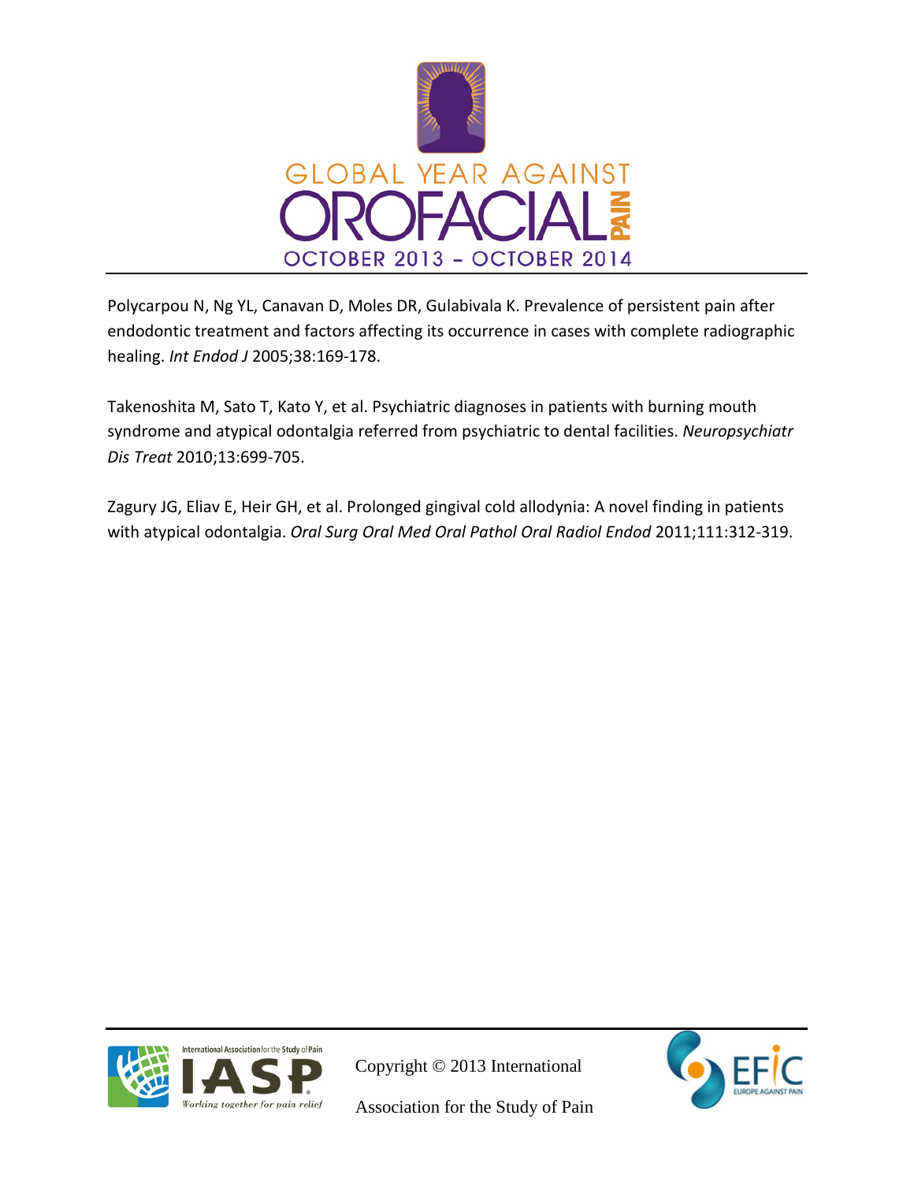Polycarpou N, Ng YL, Canavan D, Moles DR, Gulabivala K. Prevalence of persistent pain after endodontic treatment and factors affecting its occurrence in cases with complete radiographic healing. *Int Endod J* 2005;38:169-178.

Takenoshita M, Sato T, Kato Y, et al. Psychiatric diagnoses in patients with burning mouth syndrome and atypical odontalgia referred from psychiatric to dental facilities. *Neuropsychiatr Dis Treat* 2010;13:699-705.

Zagury JG, Eliav E, Heir GH, et al. Prolonged gingival cold allodynia: A novel finding in patients with atypical odontalgia. *Oral Surg Oral Med Oral Pathol Oral Radiol Endod* 2011;111:312-319.